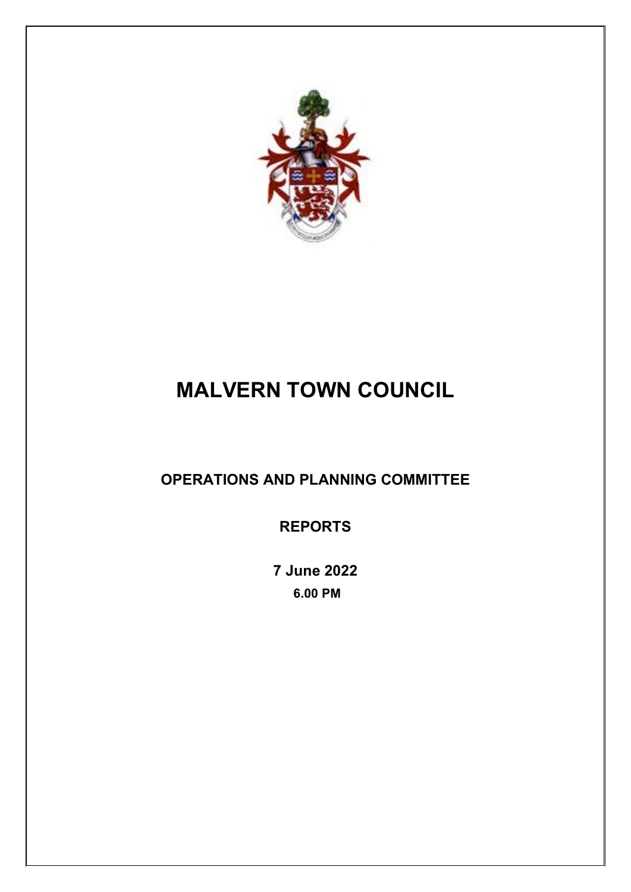# MALVERN TOWN COUNCIL

## OPERATIONS AND PLANNING COMMITTEE

## REPORTS

**7 June 2022**

**6.00 PM**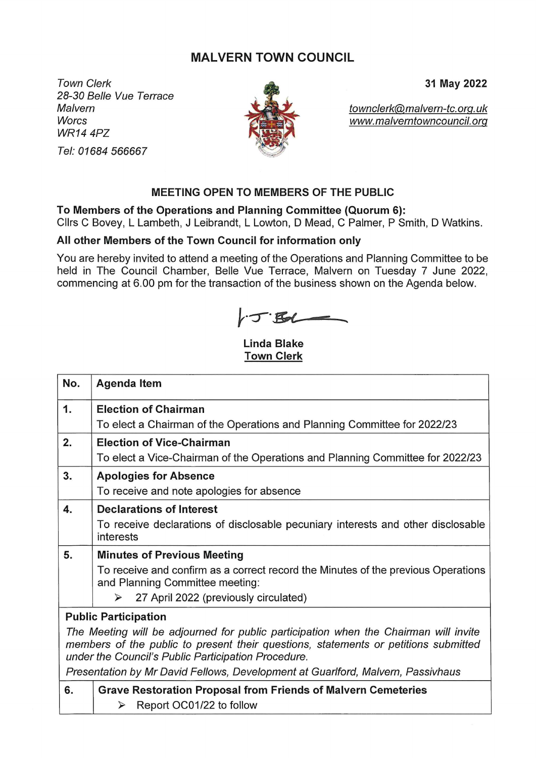# MALVERN TOWN COUNCIL

*Town Clerk*
*28-30 Belle Vue Terrace*
*Malvern*
*Worcs*
*WR14 4PZ*

*Tel: 01684 566667*

**31 May 2022**

townclerk@malvern-tc.org.uk
www.malverntowncouncil.org

## MEETING OPEN TO MEMBERS OF THE PUBLIC

**To Members of the Operations and Planning Committee (Quorum 6):**
Cllrs C Bovey, L Lambeth, J Leibrandt, L Lowton, D Mead, C Palmer, P Smith, D Watkins.

**All other Members of the Town Council for information only**

You are hereby invited to attend a meeting of the Operations and Planning Committee to be held in The Council Chamber, Belle Vue Terrace, Malvern on Tuesday 7 June 2022, commencing at 6.00 pm for the transaction of the business shown on the Agenda below.

**Linda Blake**
**Town Clerk**

| No. | Agenda Item |
|---|---|
| **1.** | **Election of Chairman**<br>To elect a Chairman of the Operations and Planning Committee for 2022/23 |
| **2.** | **Election of Vice-Chairman**<br>To elect a Vice-Chairman of the Operations and Planning Committee for 2022/23 |
| **3.** | **Apologies for Absence**<br>To receive and note apologies for absence |
| **4.** | **Declarations of Interest**<br>To receive declarations of disclosable pecuniary interests and other disclosable interests |
| **5.** | **Minutes of Previous Meeting**<br>To receive and confirm as a correct record the Minutes of the previous Operations and Planning Committee meeting:<br>➢ 27 April 2022 (previously circulated) |
| **Public Participation**<br>*The Meeting will be adjourned for public participation when the Chairman will invite members of the public to present their questions, statements or petitions submitted under the Council's Public Participation Procedure.*<br>*Presentation by Mr David Fellows, Development at Guarlford, Malvern, Passivhaus* | |
| **6.** | **Grave Restoration Proposal from Friends of Malvern Cemeteries**<br>➢ Report OC01/22 to follow |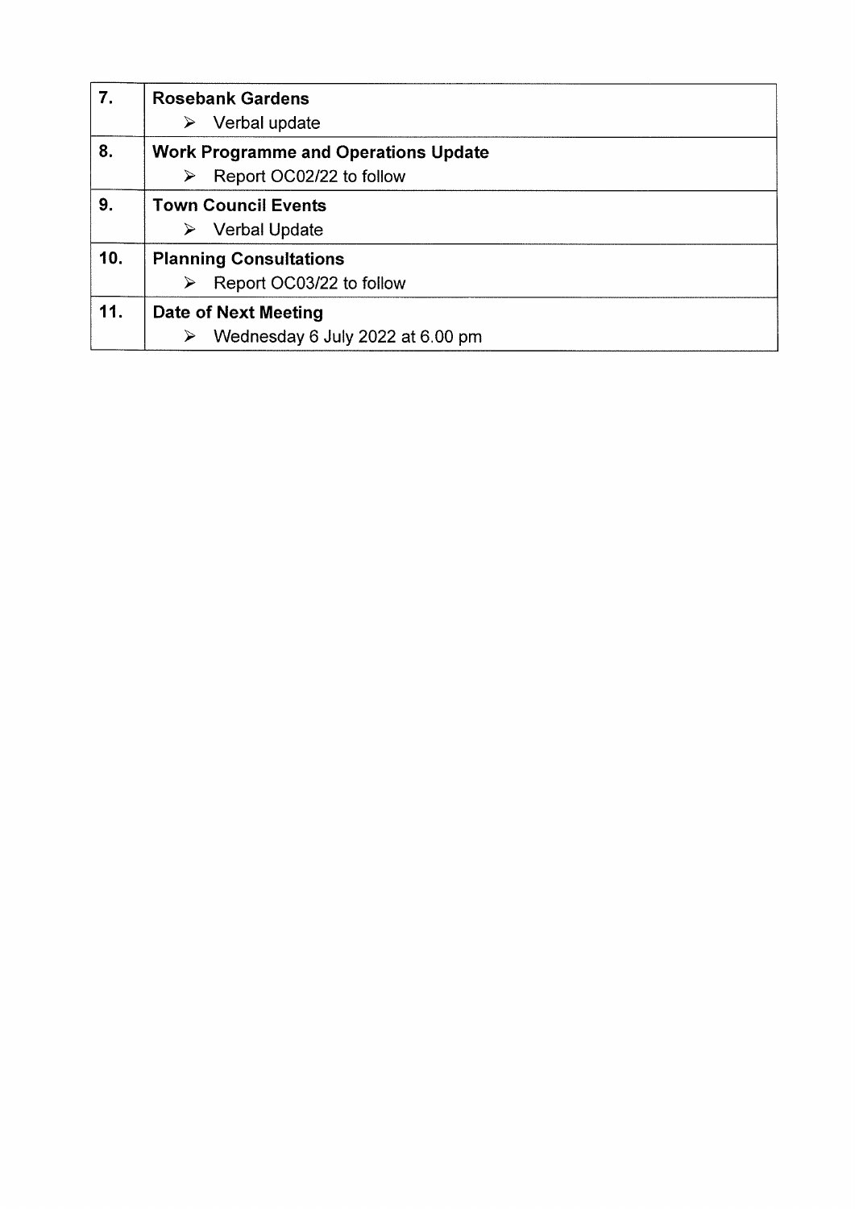| 7. | **Rosebank Gardens**<br>➢ Verbal update |
| --- | --- |
| 8. | **Work Programme and Operations Update**<br>➢ Report OC02/22 to follow |
| 9. | **Town Council Events**<br>➢ Verbal Update |
| 10. | **Planning Consultations**<br>➢ Report OC03/22 to follow |
| 11. | **Date of Next Meeting**<br>➢ Wednesday 6 July 2022 at 6.00 pm |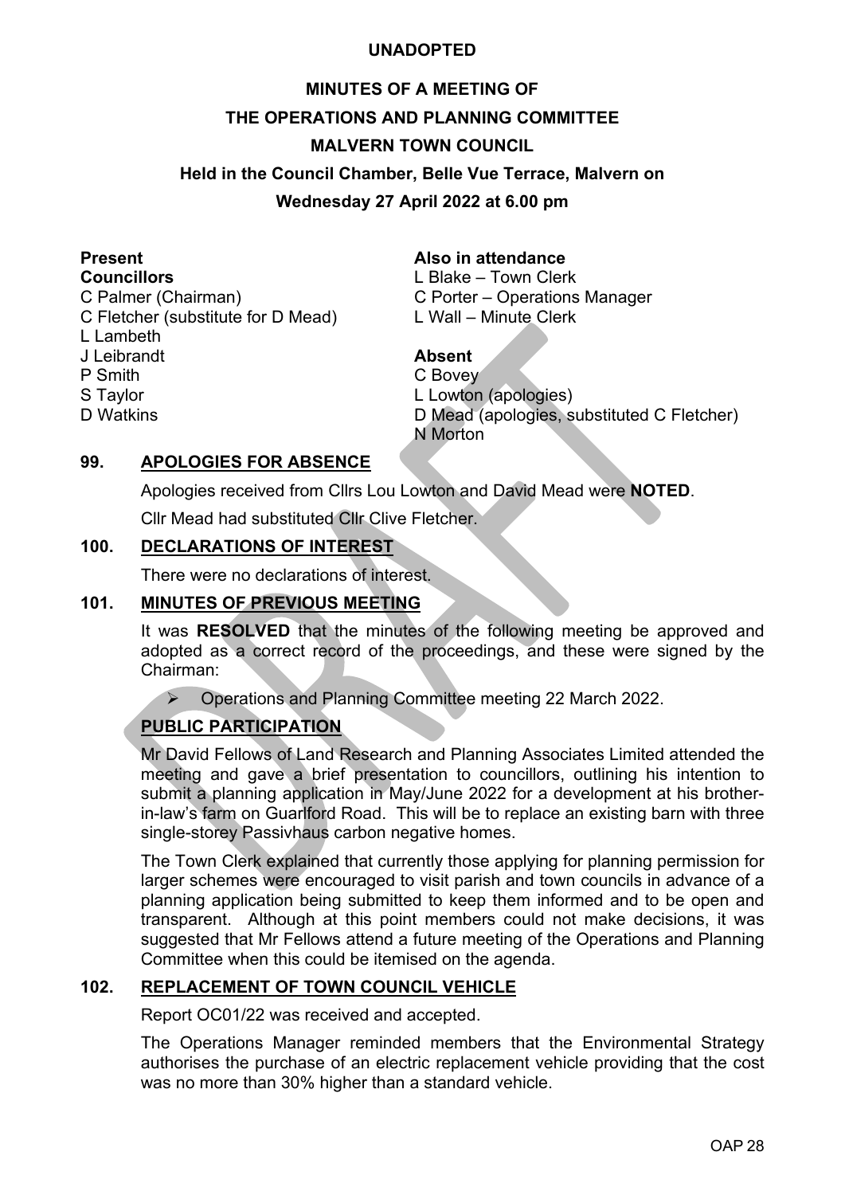**UNADOPTED**

# MINUTES OF A MEETING OF THE OPERATIONS AND PLANNING COMMITTEE MALVERN TOWN COUNCIL

**Held in the Council Chamber, Belle Vue Terrace, Malvern on Wednesday 27 April 2022 at 6.00 pm**

**Present**
**Councillors**
C Palmer (Chairman)
C Fletcher (substitute for D Mead)
L Lambeth
J Leibrandt
P Smith
S Taylor
D Watkins

**Also in attendance**
L Blake – Town Clerk
C Porter – Operations Manager
L Wall – Minute Clerk

**Absent**
C Bovey
L Lowton (apologies)
D Mead (apologies, substituted C Fletcher)
N Morton

## 99. APOLOGIES FOR ABSENCE

Apologies received from Cllrs Lou Lowton and David Mead were **NOTED**.

Cllr Mead had substituted Cllr Clive Fletcher.

## 100. DECLARATIONS OF INTEREST

There were no declarations of interest.

## 101. MINUTES OF PREVIOUS MEETING

It was **RESOLVED** that the minutes of the following meeting be approved and adopted as a correct record of the proceedings, and these were signed by the Chairman:

- Operations and Planning Committee meeting 22 March 2022.

## PUBLIC PARTICIPATION

Mr David Fellows of Land Research and Planning Associates Limited attended the meeting and gave a brief presentation to councillors, outlining his intention to submit a planning application in May/June 2022 for a development at his brother-in-law's farm on Guarlford Road. This will be to replace an existing barn with three single-storey Passivhaus carbon negative homes.

The Town Clerk explained that currently those applying for planning permission for larger schemes were encouraged to visit parish and town councils in advance of a planning application being submitted to keep them informed and to be open and transparent. Although at this point members could not make decisions, it was suggested that Mr Fellows attend a future meeting of the Operations and Planning Committee when this could be itemised on the agenda.

## 102. REPLACEMENT OF TOWN COUNCIL VEHICLE

Report OC01/22 was received and accepted.

The Operations Manager reminded members that the Environmental Strategy authorises the purchase of an electric replacement vehicle providing that the cost was no more than 30% higher than a standard vehicle.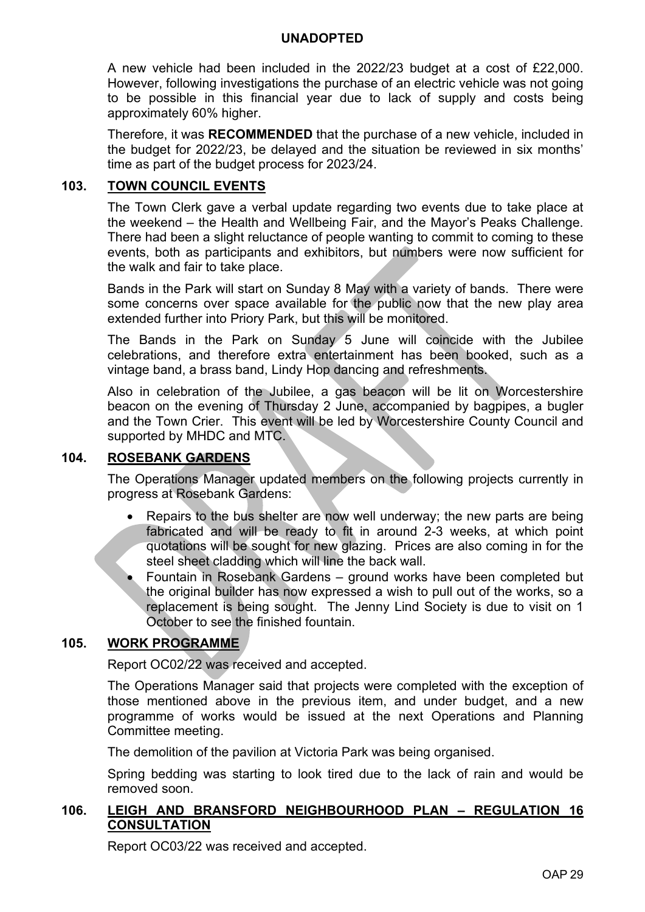**UNADOPTED**

A new vehicle had been included in the 2022/23 budget at a cost of £22,000. However, following investigations the purchase of an electric vehicle was not going to be possible in this financial year due to lack of supply and costs being approximately 60% higher.

Therefore, it was **RECOMMENDED** that the purchase of a new vehicle, included in the budget for 2022/23, be delayed and the situation be reviewed in six months' time as part of the budget process for 2023/24.

## 103. TOWN COUNCIL EVENTS

The Town Clerk gave a verbal update regarding two events due to take place at the weekend – the Health and Wellbeing Fair, and the Mayor's Peaks Challenge. There had been a slight reluctance of people wanting to commit to coming to these events, both as participants and exhibitors, but numbers were now sufficient for the walk and fair to take place.

Bands in the Park will start on Sunday 8 May with a variety of bands. There were some concerns over space available for the public now that the new play area extended further into Priory Park, but this will be monitored.

The Bands in the Park on Sunday 5 June will coincide with the Jubilee celebrations, and therefore extra entertainment has been booked, such as a vintage band, a brass band, Lindy Hop dancing and refreshments.

Also in celebration of the Jubilee, a gas beacon will be lit on Worcestershire beacon on the evening of Thursday 2 June, accompanied by bagpipes, a bugler and the Town Crier. This event will be led by Worcestershire County Council and supported by MHDC and MTC.

## 104. ROSEBANK GARDENS

The Operations Manager updated members on the following projects currently in progress at Rosebank Gardens:

- Repairs to the bus shelter are now well underway; the new parts are being fabricated and will be ready to fit in around 2-3 weeks, at which point quotations will be sought for new glazing. Prices are also coming in for the steel sheet cladding which will line the back wall.
- Fountain in Rosebank Gardens – ground works have been completed but the original builder has now expressed a wish to pull out of the works, so a replacement is being sought. The Jenny Lind Society is due to visit on 1 October to see the finished fountain.

## 105. WORK PROGRAMME

Report OC02/22 was received and accepted.

The Operations Manager said that projects were completed with the exception of those mentioned above in the previous item, and under budget, and a new programme of works would be issued at the next Operations and Planning Committee meeting.

The demolition of the pavilion at Victoria Park was being organised.

Spring bedding was starting to look tired due to the lack of rain and would be removed soon.

## 106. LEIGH AND BRANSFORD NEIGHBOURHOOD PLAN – REGULATION 16 CONSULTATION

Report OC03/22 was received and accepted.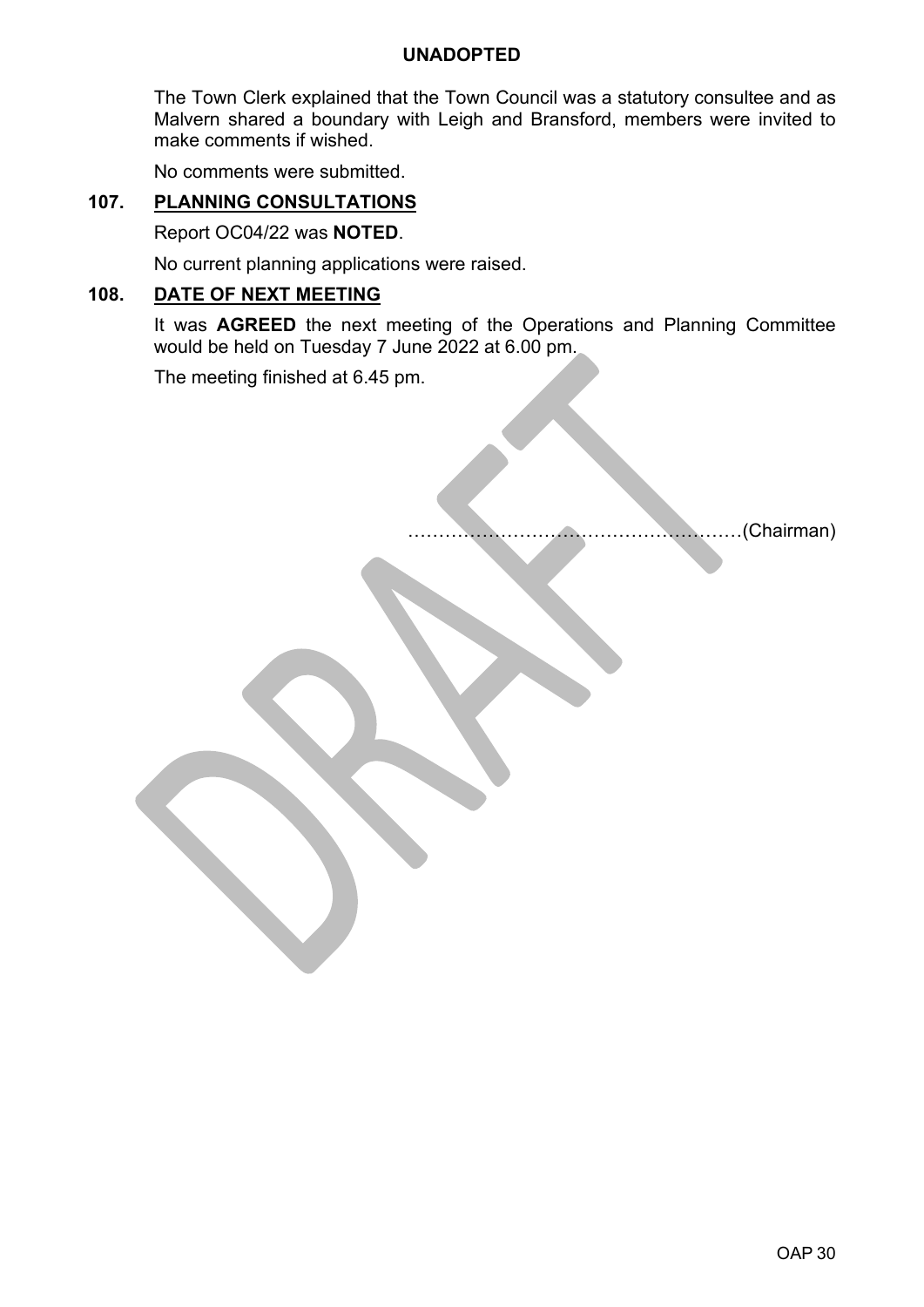**UNADOPTED**

The Town Clerk explained that the Town Council was a statutory consultee and as Malvern shared a boundary with Leigh and Bransford, members were invited to make comments if wished.

No comments were submitted.

## 107. PLANNING CONSULTATIONS

Report OC04/22 was **NOTED**.

No current planning applications were raised.

## 108. DATE OF NEXT MEETING

It was **AGREED** the next meeting of the Operations and Planning Committee would be held on Tuesday 7 June 2022 at 6.00 pm.

The meeting finished at 6.45 pm.

………………………………………………(Chairman)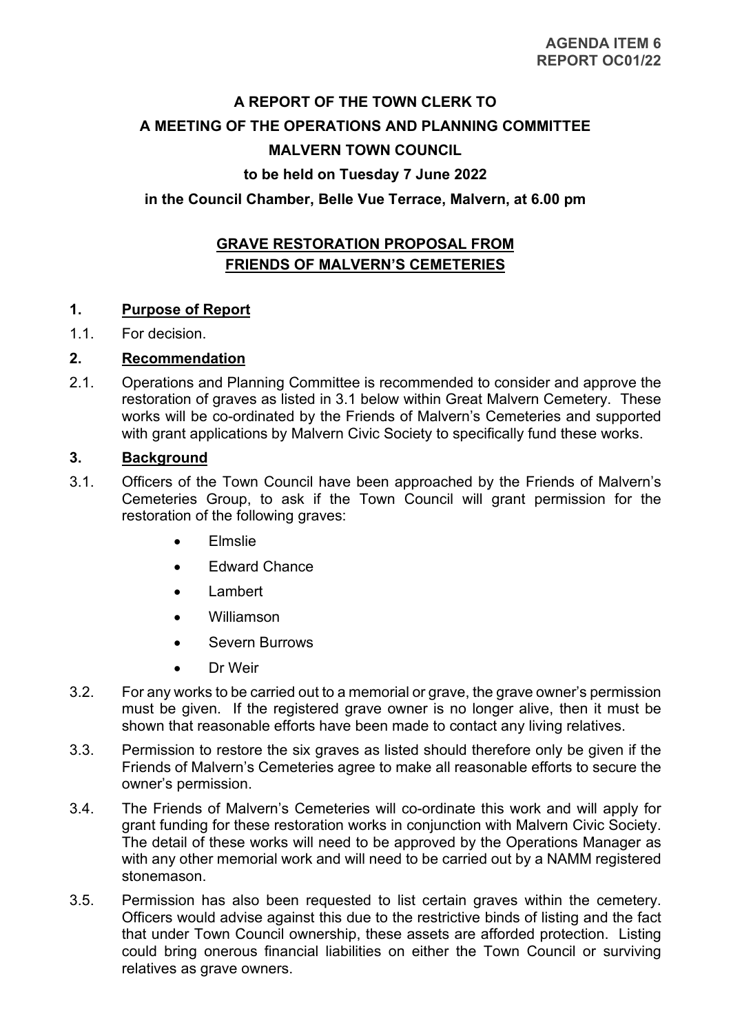**AGENDA ITEM 6**
**REPORT OC01/22**

# A REPORT OF THE TOWN CLERK TO A MEETING OF THE OPERATIONS AND PLANNING COMMITTEE MALVERN TOWN COUNCIL

**to be held on Tuesday 7 June 2022**

**in the Council Chamber, Belle Vue Terrace, Malvern, at 6.00 pm**

## GRAVE RESTORATION PROPOSAL FROM FRIENDS OF MALVERN'S CEMETERIES

### 1. Purpose of Report

1.1. For decision.

### 2. Recommendation

2.1. Operations and Planning Committee is recommended to consider and approve the restoration of graves as listed in 3.1 below within Great Malvern Cemetery. These works will be co-ordinated by the Friends of Malvern's Cemeteries and supported with grant applications by Malvern Civic Society to specifically fund these works.

### 3. Background

3.1. Officers of the Town Council have been approached by the Friends of Malvern's Cemeteries Group, to ask if the Town Council will grant permission for the restoration of the following graves:

- Elmslie
- Edward Chance
- Lambert
- Williamson
- Severn Burrows
- Dr Weir

3.2. For any works to be carried out to a memorial or grave, the grave owner's permission must be given. If the registered grave owner is no longer alive, then it must be shown that reasonable efforts have been made to contact any living relatives.

3.3. Permission to restore the six graves as listed should therefore only be given if the Friends of Malvern's Cemeteries agree to make all reasonable efforts to secure the owner's permission.

3.4. The Friends of Malvern's Cemeteries will co-ordinate this work and will apply for grant funding for these restoration works in conjunction with Malvern Civic Society. The detail of these works will need to be approved by the Operations Manager as with any other memorial work and will need to be carried out by a NAMM registered stonemason.

3.5. Permission has also been requested to list certain graves within the cemetery. Officers would advise against this due to the restrictive binds of listing and the fact that under Town Council ownership, these assets are afforded protection. Listing could bring onerous financial liabilities on either the Town Council or surviving relatives as grave owners.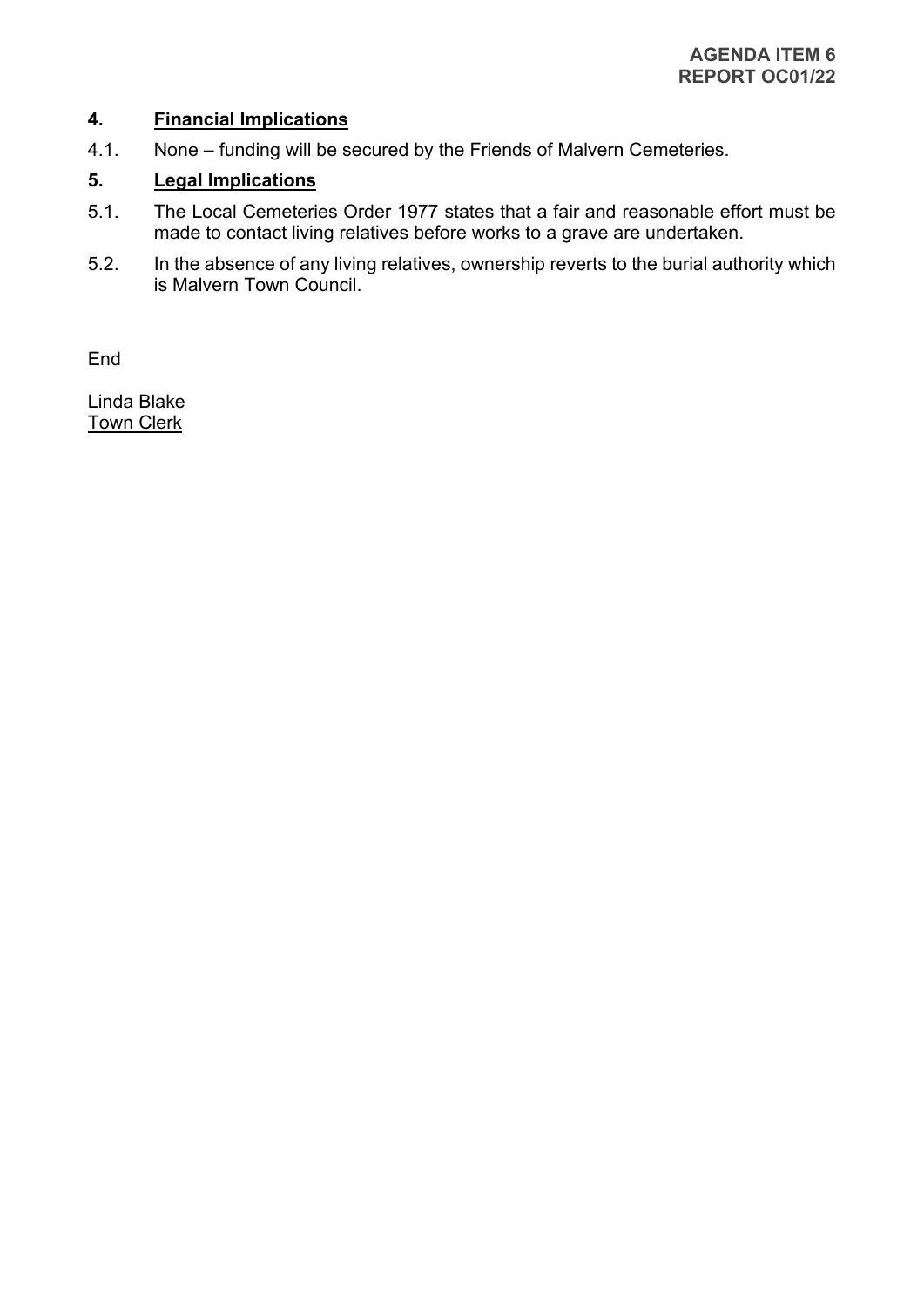**AGENDA ITEM 6**
**REPORT OC01/22**

## 4. Financial Implications

4.1. None – funding will be secured by the Friends of Malvern Cemeteries.

## 5. Legal Implications

5.1. The Local Cemeteries Order 1977 states that a fair and reasonable effort must be made to contact living relatives before works to a grave are undertaken.

5.2. In the absence of any living relatives, ownership reverts to the burial authority which is Malvern Town Council.

End

Linda Blake
Town Clerk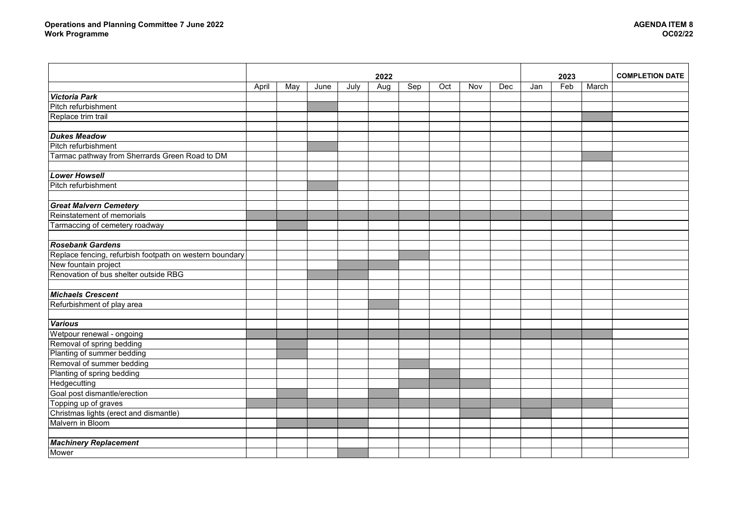**Operations and Planning Committee 7 June 2022**
**Work Programme**

**AGENDA ITEM 8**
**OC02/22**

| | 2022 | | | | | | | | | 2023 | | | COMPLETION DATE |
|---|---|---|---|---|---|---|---|---|---|---|---|---|---|
| | April | May | June | July | Aug | Sep | Oct | Nov | Dec | Jan | Feb | March | |
| ***Victoria Park*** | | | | | | | | | | | | | |
| Pitch refurbishment | | | ■ | | | | | | | | | | |
| Replace trim trail | | | | | | | | | | | | ■ | |
| | | | | | | | | | | | | | |
| ***Dukes Meadow*** | | | | | | | | | | | | | |
| Pitch refurbishment | | | ■ | | | | | | | | | | |
| Tarmac pathway from Sherrards Green Road to DM | | | | | | | | | | | | ■ | |
| | | | | | | | | | | | | | |
| ***Lower Howsell*** | | | | | | | | | | | | | |
| Pitch refurbishment | | | ■ | | | | | | | | | | |
| | | | | | | | | | | | | | |
| ***Great Malvern Cemetery*** | | | | | | | | | | | | | |
| Reinstatement of memorials | ■ | ■ | ■ | ■ | ■ | ■ | ■ | ■ | ■ | ■ | ■ | ■ | |
| Tarmaccing of cemetery roadway | | ■ | | | | | | | | | | | |
| | | | | | | | | | | | | | |
| ***Rosebank Gardens*** | | | | | | | | | | | | | |
| Replace fencing, refurbish footpath on western boundary | | | | | | ■ | | | | | | | |
| New fountain project | | | | ■ | ■ | | | | | | | | |
| Renovation of bus shelter outside RBG | | | ■ | ■ | | | | | | | | | |
| | | | | | | | | | | | | | |
| ***Michaels Crescent*** | | | | | | | | | | | | | |
| Refurbishment of play area | | | | | ■ | | | | | | | | |
| | | | | | | | | | | | | | |
| ***Various*** | | | | | | | | | | | | | |
| Wetpour renewal - ongoing | ■ | ■ | ■ | ■ | ■ | ■ | ■ | ■ | ■ | ■ | ■ | ■ | |
| Removal of spring bedding | | ■ | | | | | | | | | | | |
| Planting of summer bedding | | ■ | | | | | | | | | | | |
| Removal of summer bedding | | | | | | ■ | | | | | | | |
| Planting of spring bedding | | | | | | | ■ | | | | | | |
| Hedgecutting | | | | | | ■ | ■ | ■ | | | | | |
| Goal post dismantle/erection | | ■ | | | ■ | | | | | | | | |
| Topping up of graves | ■ | ■ | ■ | ■ | ■ | ■ | ■ | ■ | ■ | ■ | ■ | ■ | |
| Christmas lights (erect and dismantle) | | | | | | | | ■ | | ■ | | | |
| Malvern in Bloom | | ■ | ■ | ■ | | | | | | | | | |
| | | | | | | | | | | | | | |
| ***Machinery Replacement*** | | | | | | | | | | | | | |
| Mower | | | | ■ | | | | | | | | | |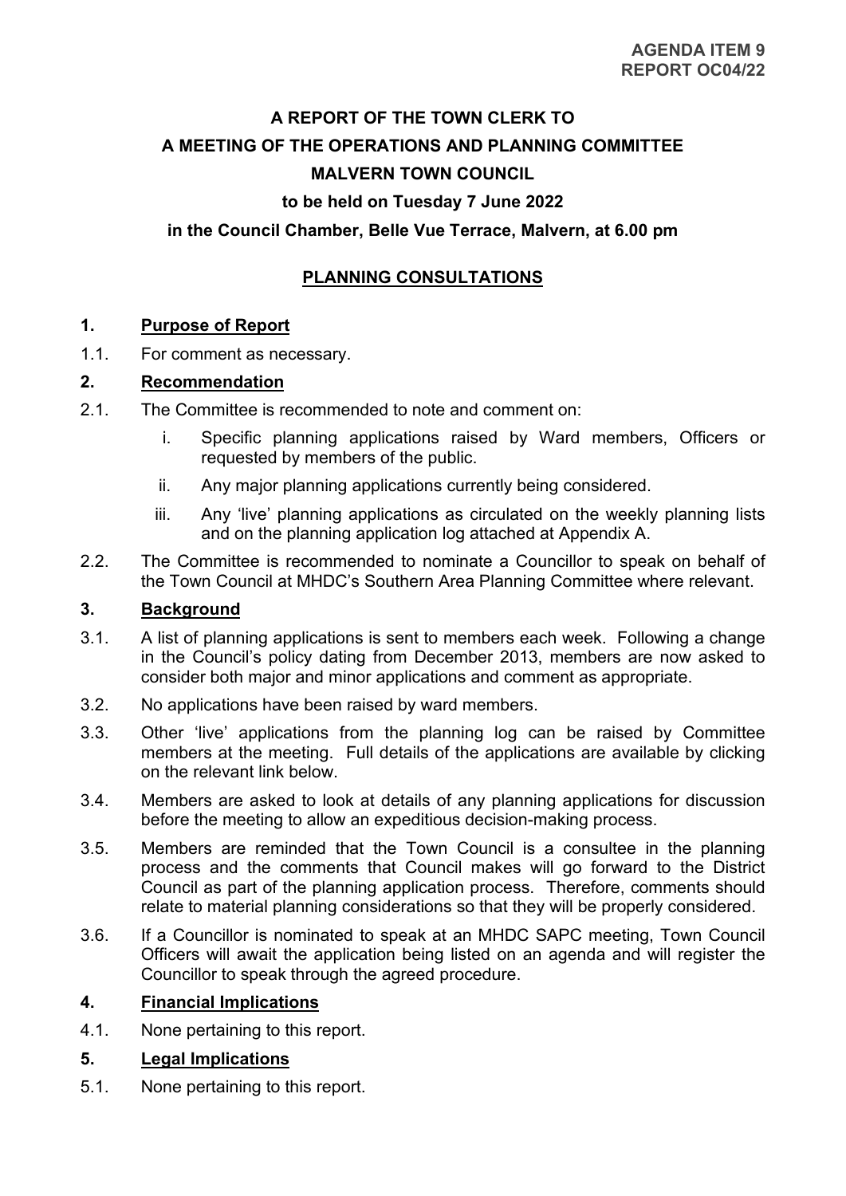**AGENDA ITEM 9**
**REPORT OC04/22**

# A REPORT OF THE TOWN CLERK TO A MEETING OF THE OPERATIONS AND PLANNING COMMITTEE MALVERN TOWN COUNCIL

**to be held on Tuesday 7 June 2022**

**in the Council Chamber, Belle Vue Terrace, Malvern, at 6.00 pm**

## PLANNING CONSULTATIONS

### 1. Purpose of Report

1.1. For comment as necessary.

### 2. Recommendation

2.1. The Committee is recommended to note and comment on:

i. Specific planning applications raised by Ward members, Officers or requested by members of the public.

ii. Any major planning applications currently being considered.

iii. Any 'live' planning applications as circulated on the weekly planning lists and on the planning application log attached at Appendix A.

2.2. The Committee is recommended to nominate a Councillor to speak on behalf of the Town Council at MHDC's Southern Area Planning Committee where relevant.

### 3. Background

3.1. A list of planning applications is sent to members each week. Following a change in the Council's policy dating from December 2013, members are now asked to consider both major and minor applications and comment as appropriate.

3.2. No applications have been raised by ward members.

3.3. Other 'live' applications from the planning log can be raised by Committee members at the meeting. Full details of the applications are available by clicking on the relevant link below.

3.4. Members are asked to look at details of any planning applications for discussion before the meeting to allow an expeditious decision-making process.

3.5. Members are reminded that the Town Council is a consultee in the planning process and the comments that Council makes will go forward to the District Council as part of the planning application process. Therefore, comments should relate to material planning considerations so that they will be properly considered.

3.6. If a Councillor is nominated to speak at an MHDC SAPC meeting, Town Council Officers will await the application being listed on an agenda and will register the Councillor to speak through the agreed procedure.

### 4. Financial Implications

4.1. None pertaining to this report.

### 5. Legal Implications

5.1. None pertaining to this report.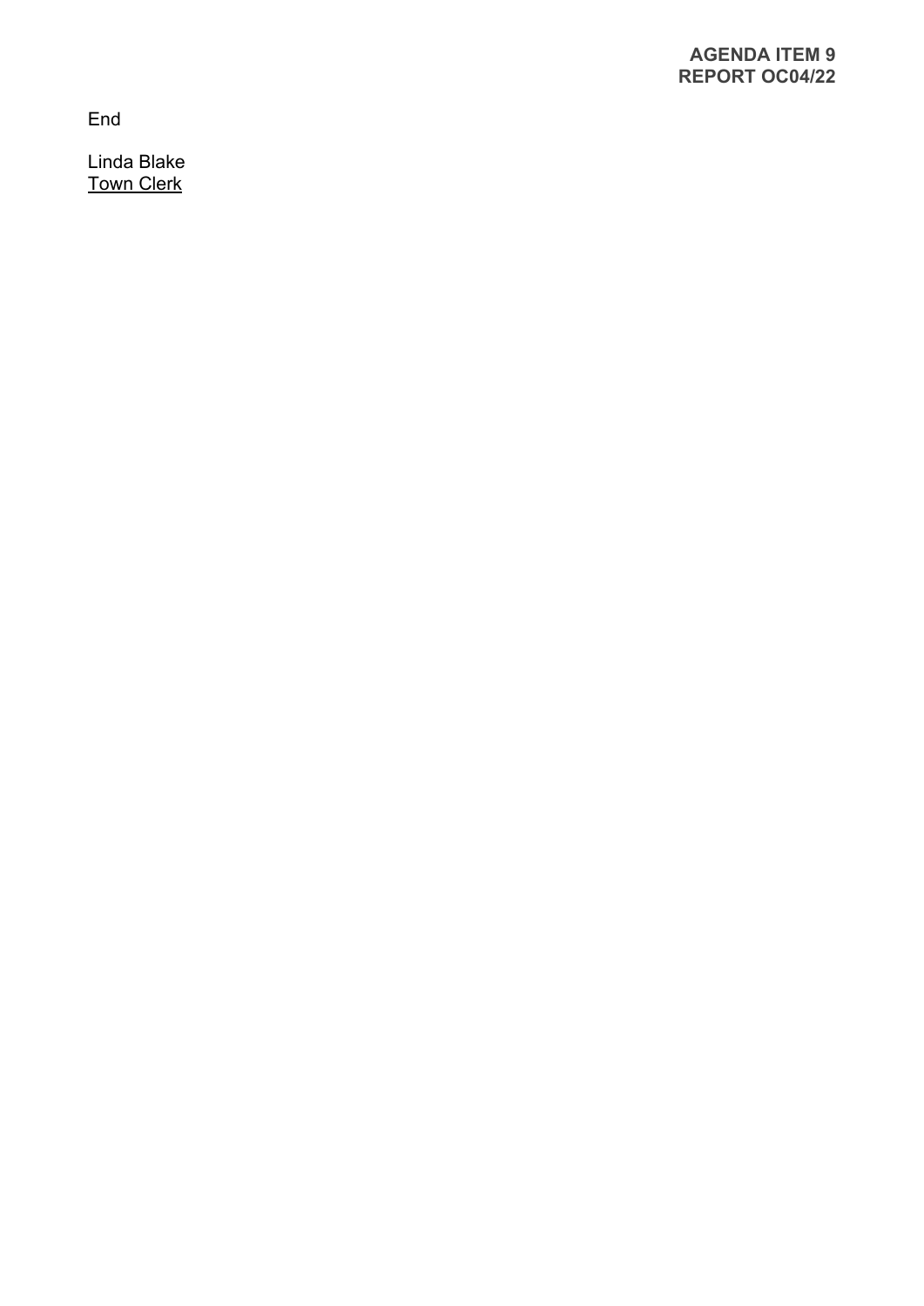End

Linda Blake
Town Clerk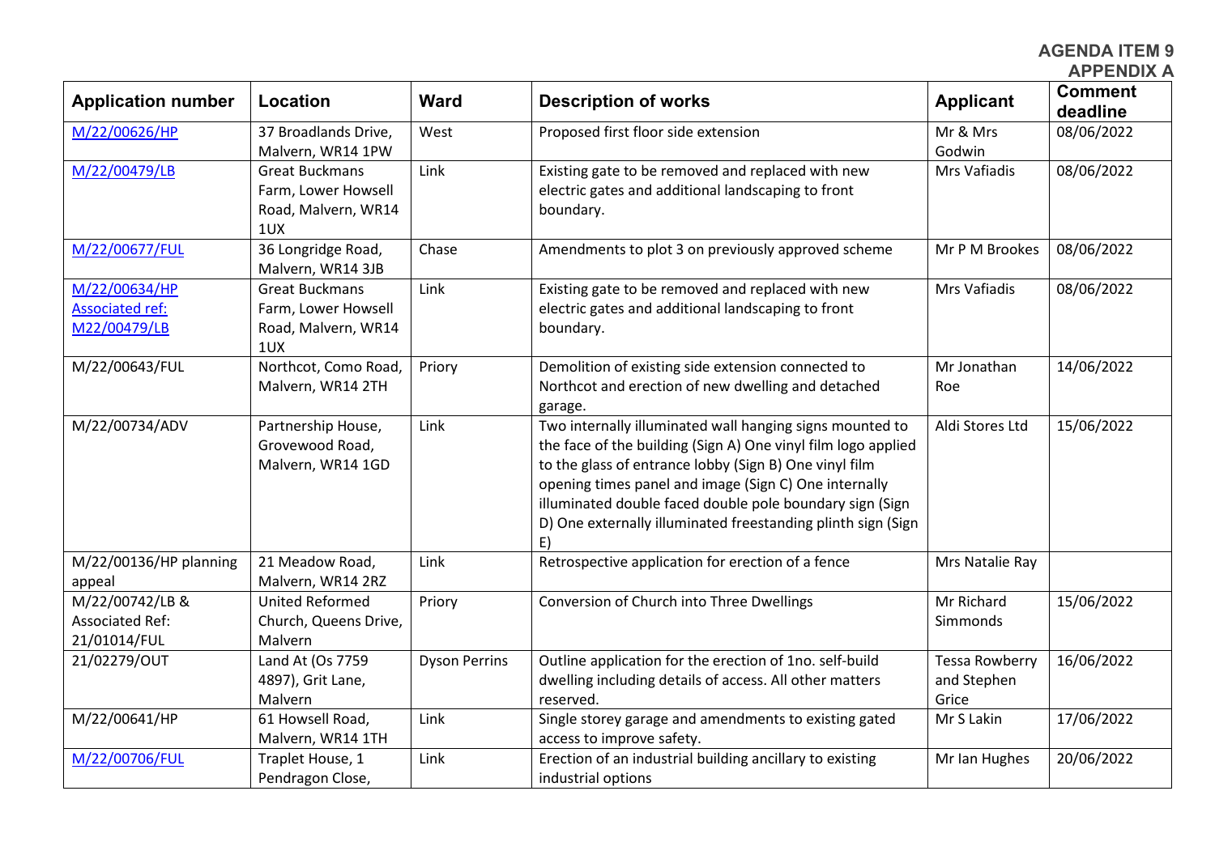**AGENDA ITEM 9**
**APPENDIX A**

| Application number | Location | Ward | Description of works | Applicant | Comment deadline |
|---|---|---|---|---|---|
| M/22/00626/HP | 37 Broadlands Drive, Malvern, WR14 1PW | West | Proposed first floor side extension | Mr & Mrs Godwin | 08/06/2022 |
| M/22/00479/LB | Great Buckmans Farm, Lower Howsell Road, Malvern, WR14 1UX | Link | Existing gate to be removed and replaced with new electric gates and additional landscaping to front boundary. | Mrs Vafiadis | 08/06/2022 |
| M/22/00677/FUL | 36 Longridge Road, Malvern, WR14 3JB | Chase | Amendments to plot 3 on previously approved scheme | Mr P M Brookes | 08/06/2022 |
| M/22/00634/HP Associated ref: M22/00479/LB | Great Buckmans Farm, Lower Howsell Road, Malvern, WR14 1UX | Link | Existing gate to be removed and replaced with new electric gates and additional landscaping to front boundary. | Mrs Vafiadis | 08/06/2022 |
| M/22/00643/FUL | Northcot, Como Road, Malvern, WR14 2TH | Priory | Demolition of existing side extension connected to Northcot and erection of new dwelling and detached garage. | Mr Jonathan Roe | 14/06/2022 |
| M/22/00734/ADV | Partnership House, Grovewood Road, Malvern, WR14 1GD | Link | Two internally illuminated wall hanging signs mounted to the face of the building (Sign A) One vinyl film logo applied to the glass of entrance lobby (Sign B) One vinyl film opening times panel and image (Sign C) One internally illuminated double faced double pole boundary sign (Sign D) One externally illuminated freestanding plinth sign (Sign E) | Aldi Stores Ltd | 15/06/2022 |
| M/22/00136/HP planning appeal | 21 Meadow Road, Malvern, WR14 2RZ | Link | Retrospective application for erection of a fence | Mrs Natalie Ray | |
| M/22/00742/LB & Associated Ref: 21/01014/FUL | United Reformed Church, Queens Drive, Malvern | Priory | Conversion of Church into Three Dwellings | Mr Richard Simmonds | 15/06/2022 |
| 21/02279/OUT | Land At (Os 7759 4897), Grit Lane, Malvern | Dyson Perrins | Outline application for the erection of 1no. self-build dwelling including details of access. All other matters reserved. | Tessa Rowberry and Stephen Grice | 16/06/2022 |
| M/22/00641/HP | 61 Howsell Road, Malvern, WR14 1TH | Link | Single storey garage and amendments to existing gated access to improve safety. | Mr S Lakin | 17/06/2022 |
| M/22/00706/FUL | Traplet House, 1 Pendragon Close, | Link | Erection of an industrial building ancillary to existing industrial options | Mr Ian Hughes | 20/06/2022 |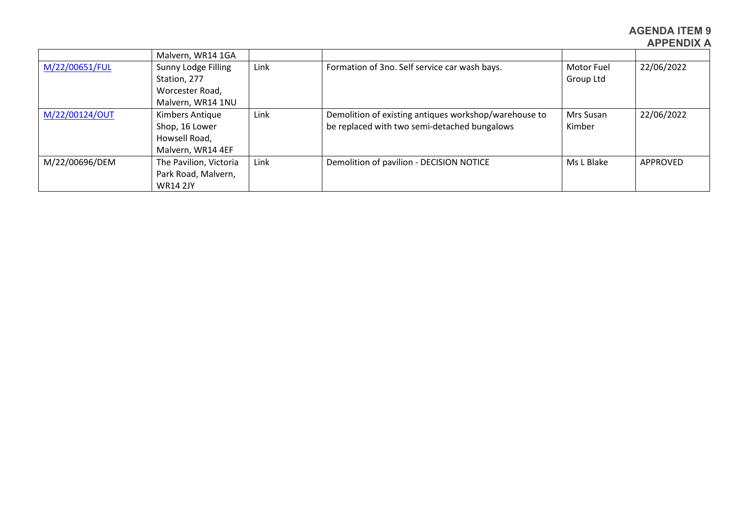**AGENDA ITEM 9**
**APPENDIX A**

| | | | | | |
|---|---|---|---|---|---|
| | Malvern, WR14 1GA | | | | |
| M/22/00651/FUL | Sunny Lodge Filling Station, 277 Worcester Road, Malvern, WR14 1NU | Link | Formation of 3no. Self service car wash bays. | Motor Fuel Group Ltd | 22/06/2022 |
| M/22/00124/OUT | Kimbers Antique Shop, 16 Lower Howsell Road, Malvern, WR14 4EF | Link | Demolition of existing antiques workshop/warehouse to be replaced with two semi-detached bungalows | Mrs Susan Kimber | 22/06/2022 |
| M/22/00696/DEM | The Pavilion, Victoria Park Road, Malvern, WR14 2JY | Link | Demolition of pavilion - DECISION NOTICE | Ms L Blake | APPROVED |